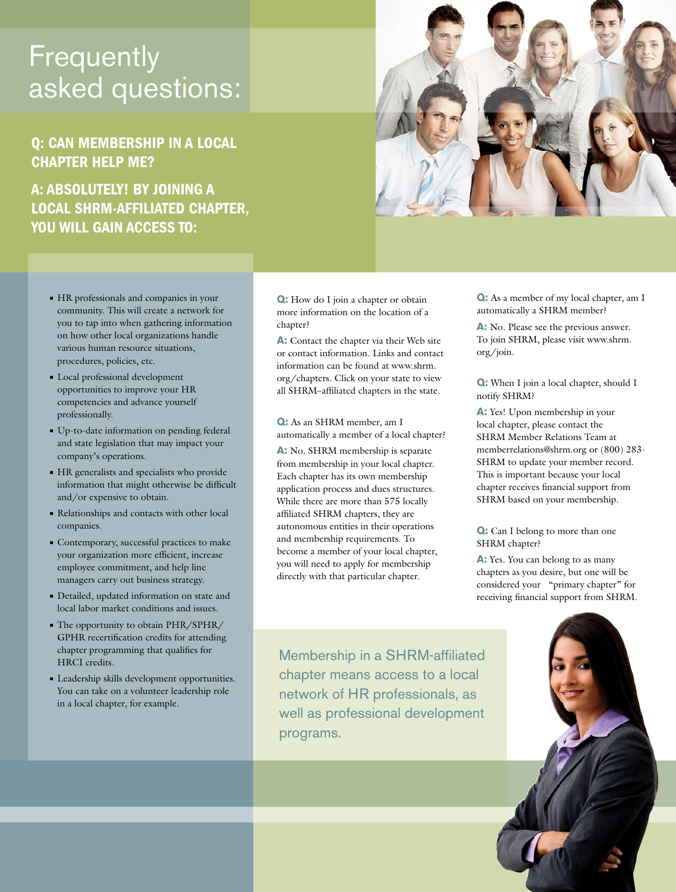# Frequently asked questions:

## Q: CAN MEMBERSHIP IN A LOCAL CHAPTER HELP ME?

## A: ABSOLUTELY! BY JOINING A LOCAL SHRM-AFFILIATED CHAPTER, YOU WILL GAIN ACCESS TO:

- HR professionals and companies in your community. This will create a network for you to tap into when gathering information on how other local organizations handle various human resource situations, procedures, policies, etc.
- Local professional development opportunities to improve your HR competencies and advance yourself professionally.
- Up-to-date information on pending federal and state legislation that may impact your company's operations.
- HR generalists and specialists who provide information that might otherwise be difficult and/or expensive to obtain.
- Relationships and contacts with other local companies.
- Contemporary, successful practices to make your organization more efficient, increase employee commitment, and help line managers carry out business strategy.
- Detailed, updated information on state and local labor market conditions and issues.
- The opportunity to obtain PHR/SPHR/GPHR recertification credits for attending chapter programming that qualifies for HRCI credits.
- Leadership skills development opportunities. You can take on a volunteer leadership role in a local chapter, for example.

**Q:** How do I join a chapter or obtain more information on the location of a chapter?

**A:** Contact the chapter via their Web site or contact information. Links and contact information can be found at www.shrm.org/chapters. Click on your state to view all SHRM–affiliated chapters in the state.

**Q:** As an SHRM member, am I automatically a member of a local chapter?

**A:** No. SHRM membership is separate from membership in your local chapter. Each chapter has its own membership application process and dues structures. While there are more than 575 locally affiliated SHRM chapters, they are autonomous entities in their operations and membership requirements. To become a member of your local chapter, you will need to apply for membership directly with that particular chapter.

**Q:** As a member of my local chapter, am I automatically a SHRM member?

**A:** No. Please see the previous answer. To join SHRM, please visit www.shrm.org/join.

**Q:** When I join a local chapter, should I notify SHRM?

**A:** Yes! Upon membership in your local chapter, please contact the SHRM Member Relations Team at memberrelations@shrm.org or (800) 283-SHRM to update your member record. This is important because your local chapter receives financial support from SHRM based on your membership.

**Q:** Can I belong to more than one SHRM chapter?

**A:** Yes. You can belong to as many chapters as you desire, but one will be considered your "primary chapter" for receiving financial support from SHRM.

Membership in a SHRM-affiliated chapter means access to a local network of HR professionals, as well as professional development programs.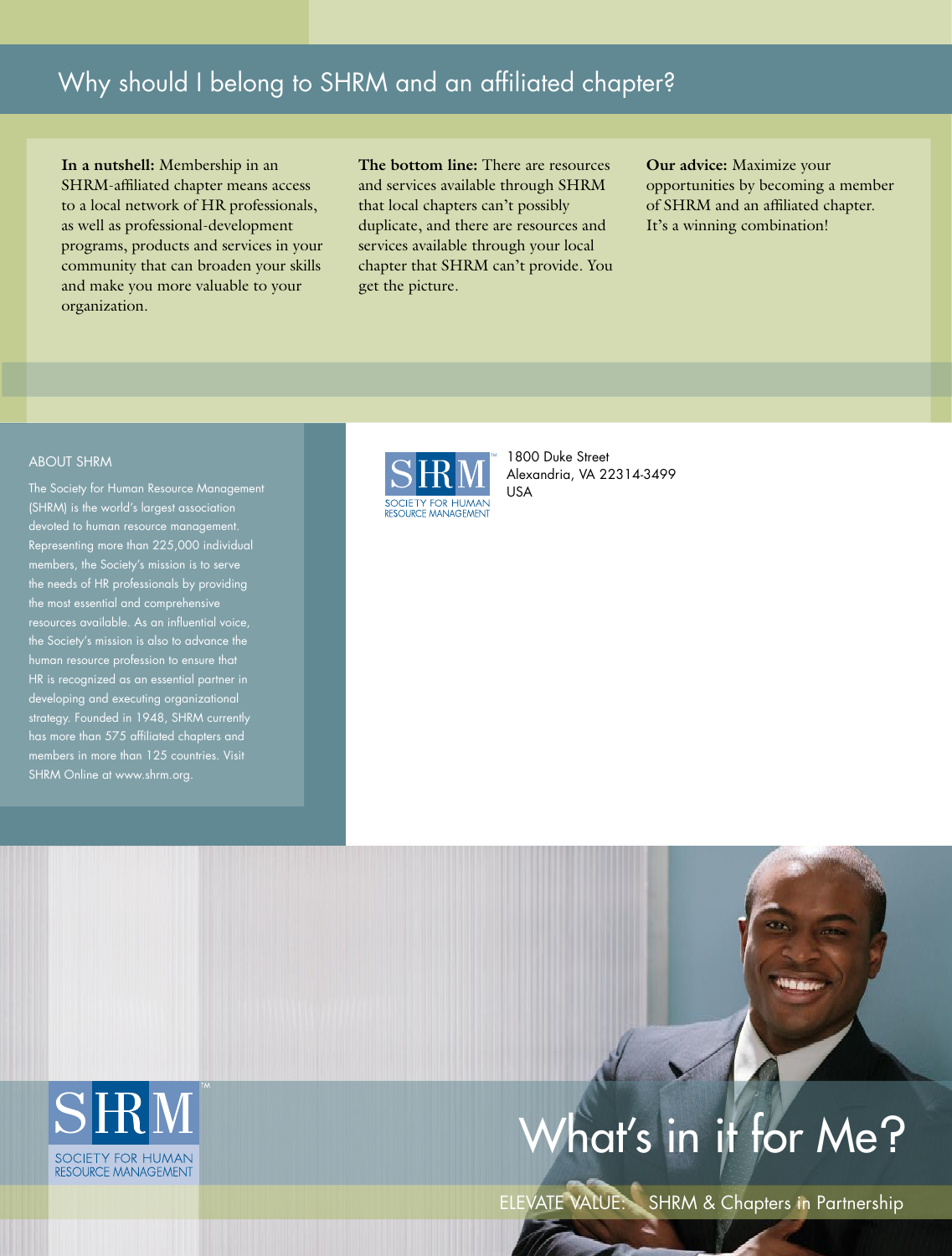## Why should I belong to SHRM and an affiliated chapter?

**In a nutshell:** Membership in an SHRM-affiliated chapter means access to a local network of HR professionals, as well as professional-development programs, products and services in your community that can broaden your skills and make you more valuable to your organization.

**The bottom line:** There are resources and services available through SHRM that local chapters can't possibly duplicate, and there are resources and services available through your local chapter that SHRM can't provide. You get the picture.

**Our advice:** Maximize your opportunities by becoming a member of SHRM and an affiliated chapter. It's a winning combination!

### ABOUT SHRM

The Society for Human Resource Management (SHRM) is the world's largest association devoted to human resource management. Representing more than 225,000 individual members, the Society's mission is to serve the needs of HR professionals by providing the most essential and comprehensive resources available. As an influential voice, the Society's mission is also to advance the human resource profession to ensure that HR is recognized as an essential partner in developing and executing organizational strategy. Founded in 1948, SHRM currently has more than 575 affiliated chapters and members in more than 125 countries. Visit SHRM Online at www.shrm.org.

SHRM™ SOCIETY FOR HUMAN RESOURCE MANAGEMENT

1800 Duke Street
Alexandria, VA 22314-3499
USA

SHRM™ SOCIETY FOR HUMAN RESOURCE MANAGEMENT

# What's in it for Me?

ELEVATE VALUE: SHRM & Chapters in Partnership